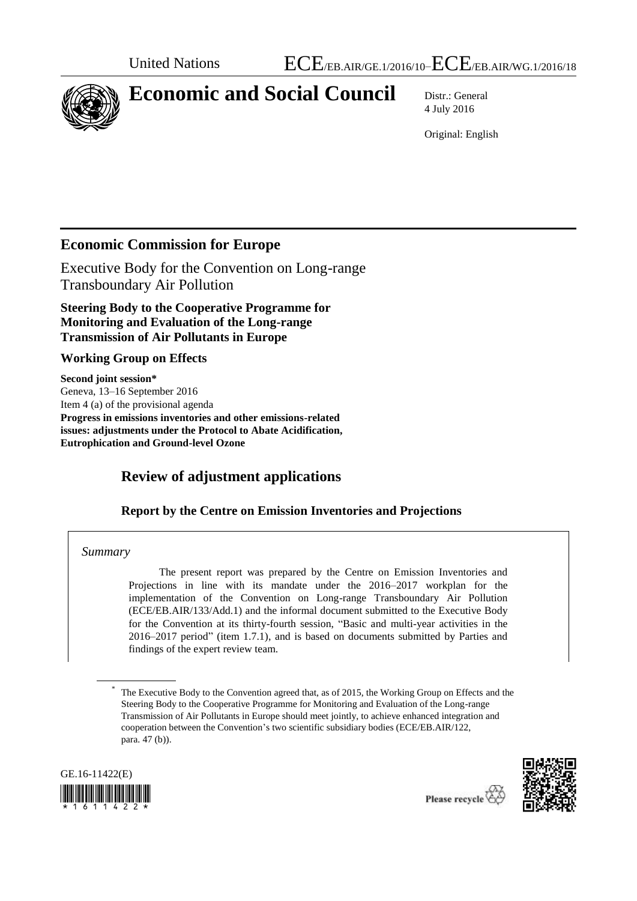United Nations ECE/EB.AIR/GE.1/2016/10–ECE/EB.AIR/WG.1/2016/18

# Economic and Social Council

Distr.: General
4 July 2016

Original: English

## Economic Commission for Europe

Executive Body for the Convention on Long-range Transboundary Air Pollution

**Steering Body to the Cooperative Programme for Monitoring and Evaluation of the Long-range Transmission of Air Pollutants in Europe**

**Working Group on Effects**

**Second joint session***
Geneva, 13–16 September 2016
Item 4 (a) of the provisional agenda
**Progress in emissions inventories and other emissions-related issues: adjustments under the Protocol to Abate Acidification, Eutrophication and Ground-level Ozone**

# Review of adjustment applications

## Report by the Centre on Emission Inventories and Projections

*Summary*

The present report was prepared by the Centre on Emission Inventories and Projections in line with its mandate under the 2016–2017 workplan for the implementation of the Convention on Long-range Transboundary Air Pollution (ECE/EB.AIR/133/Add.1) and the informal document submitted to the Executive Body for the Convention at its thirty-fourth session, "Basic and multi-year activities in the 2016–2017 period" (item 1.7.1), and is based on documents submitted by Parties and findings of the expert review team.

* The Executive Body to the Convention agreed that, as of 2015, the Working Group on Effects and the Steering Body to the Cooperative Programme for Monitoring and Evaluation of the Long-range Transmission of Air Pollutants in Europe should meet jointly, to achieve enhanced integration and cooperation between the Convention's two scientific subsidiary bodies (ECE/EB.AIR/122, para. 47 (b)).

GE.16-11422(E)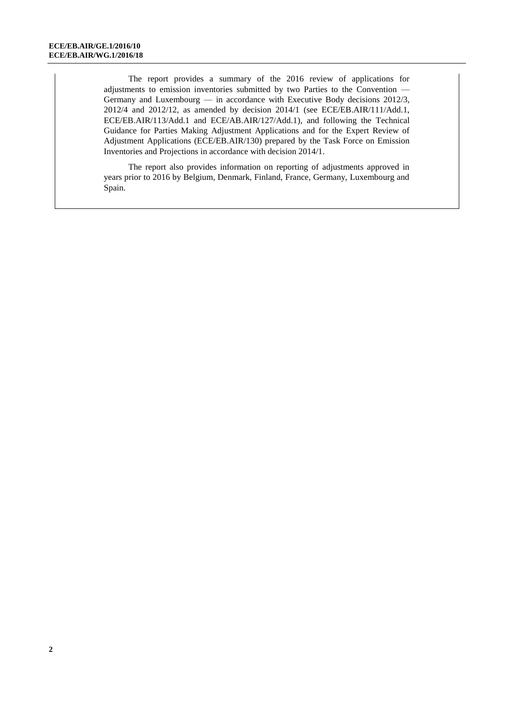The report provides a summary of the 2016 review of applications for adjustments to emission inventories submitted by two Parties to the Convention — Germany and Luxembourg — in accordance with Executive Body decisions 2012/3, 2012/4 and 2012/12, as amended by decision 2014/1 (see ECE/EB.AIR/111/Add.1, ECE/EB.AIR/113/Add.1 and ECE/AB.AIR/127/Add.1), and following the Technical Guidance for Parties Making Adjustment Applications and for the Expert Review of Adjustment Applications (ECE/EB.AIR/130) prepared by the Task Force on Emission Inventories and Projections in accordance with decision 2014/1.

The report also provides information on reporting of adjustments approved in years prior to 2016 by Belgium, Denmark, Finland, France, Germany, Luxembourg and Spain.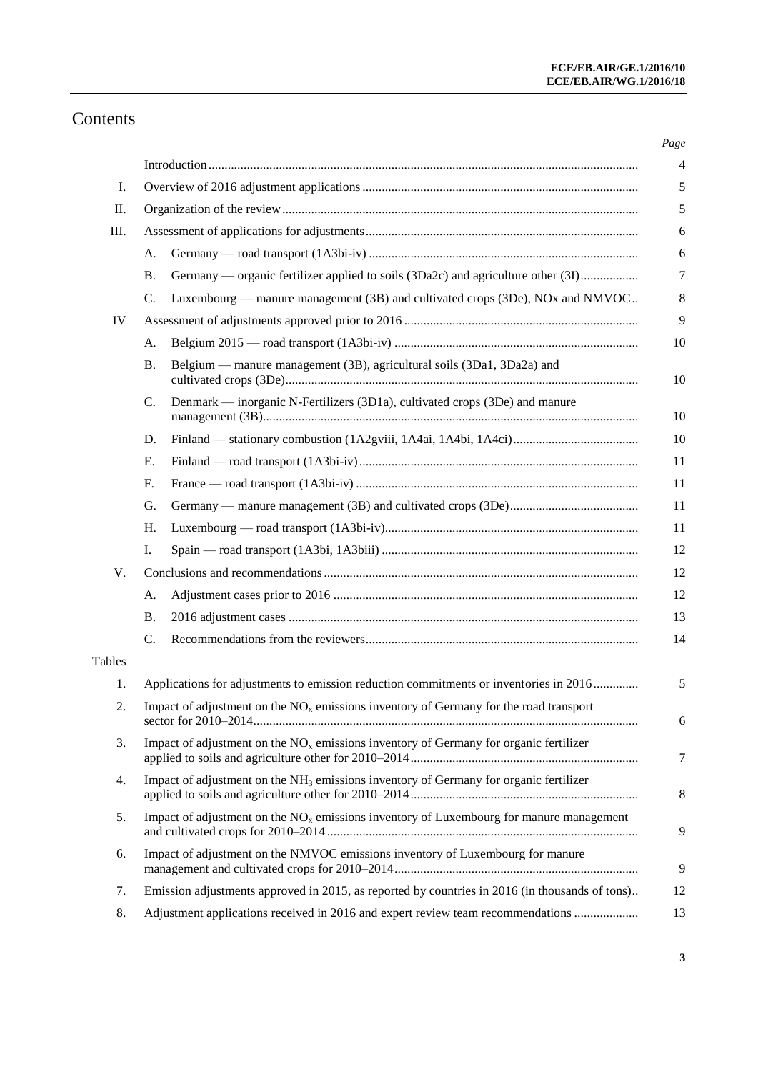# Contents

| | | | Page |
|---|---|---|---|
| | Introduction | | 4 |
| I. | Overview of 2016 adjustment applications | | 5 |
| II. | Organization of the review | | 5 |
| III. | Assessment of applications for adjustments | | 6 |
| | A. | Germany — road transport (1A3bi-iv) | 6 |
| | B. | Germany — organic fertilizer applied to soils (3Da2c) and agriculture other (3I) | 7 |
| | C. | Luxembourg — manure management (3B) and cultivated crops (3De), NOx and NMVOC | 8 |
| IV | Assessment of adjustments approved prior to 2016 | | 9 |
| | A. | Belgium 2015 — road transport (1A3bi-iv) | 10 |
| | B. | Belgium — manure management (3B), agricultural soils (3Da1, 3Da2a) and cultivated crops (3De) | 10 |
| | C. | Denmark — inorganic N-Fertilizers (3D1a), cultivated crops (3De) and manure management (3B) | 10 |
| | D. | Finland — stationary combustion (1A2gviii, 1A4ai, 1A4bi, 1A4ci) | 10 |
| | E. | Finland — road transport (1A3bi-iv) | 11 |
| | F. | France — road transport (1A3bi-iv) | 11 |
| | G. | Germany — manure management (3B) and cultivated crops (3De) | 11 |
| | H. | Luxembourg — road transport (1A3bi-iv) | 11 |
| | I. | Spain — road transport (1A3bi, 1A3biii) | 12 |
| V. | Conclusions and recommendations | | 12 |
| | A. | Adjustment cases prior to 2016 | 12 |
| | B. | 2016 adjustment cases | 13 |
| | C. | Recommendations from the reviewers | 14 |

Tables

| | | Page |
|---|---|---|
| 1. | Applications for adjustments to emission reduction commitments or inventories in 2016 | 5 |
| 2. | Impact of adjustment on the $NO_x$ emissions inventory of Germany for the road transport sector for 2010–2014 | 6 |
| 3. | Impact of adjustment on the $NO_x$ emissions inventory of Germany for organic fertilizer applied to soils and agriculture other for 2010–2014 | 7 |
| 4. | Impact of adjustment on the $NH_3$ emissions inventory of Germany for organic fertilizer applied to soils and agriculture other for 2010–2014 | 8 |
| 5. | Impact of adjustment on the $NO_x$ emissions inventory of Luxembourg for manure management and cultivated crops for 2010–2014 | 9 |
| 6. | Impact of adjustment on the NMVOC emissions inventory of Luxembourg for manure management and cultivated crops for 2010–2014 | 9 |
| 7. | Emission adjustments approved in 2015, as reported by countries in 2016 (in thousands of tons) | 12 |
| 8. | Adjustment applications received in 2016 and expert review team recommendations | 13 |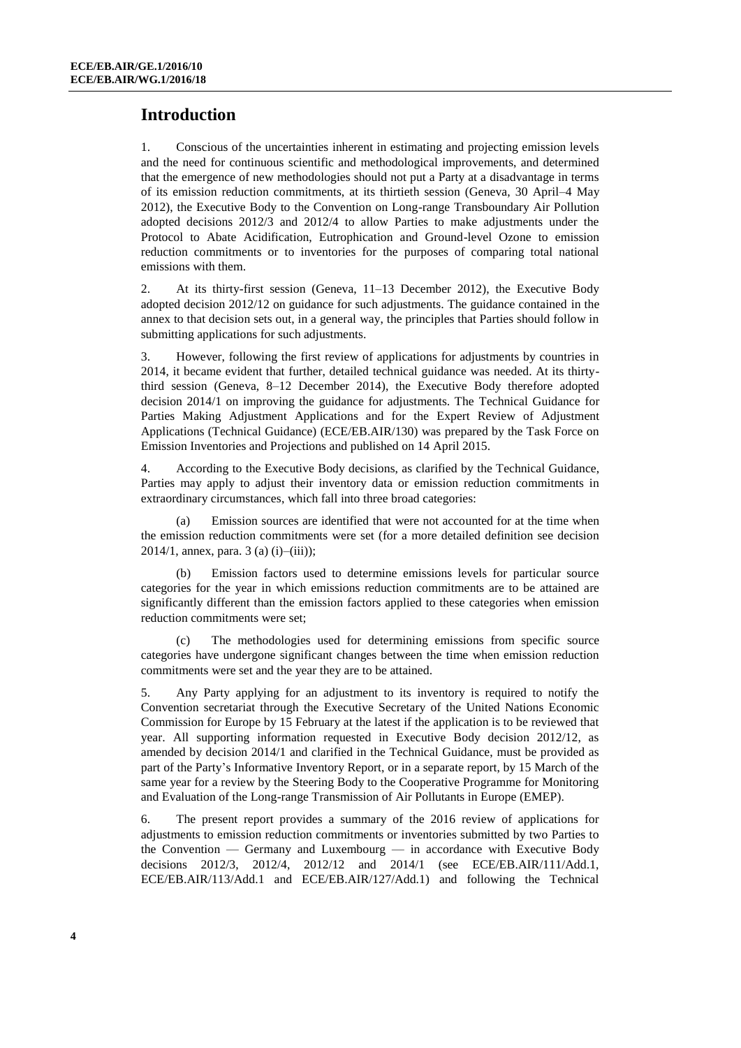# Introduction

1. Conscious of the uncertainties inherent in estimating and projecting emission levels and the need for continuous scientific and methodological improvements, and determined that the emergence of new methodologies should not put a Party at a disadvantage in terms of its emission reduction commitments, at its thirtieth session (Geneva, 30 April–4 May 2012), the Executive Body to the Convention on Long-range Transboundary Air Pollution adopted decisions 2012/3 and 2012/4 to allow Parties to make adjustments under the Protocol to Abate Acidification, Eutrophication and Ground-level Ozone to emission reduction commitments or to inventories for the purposes of comparing total national emissions with them.

2. At its thirty-first session (Geneva, 11–13 December 2012), the Executive Body adopted decision 2012/12 on guidance for such adjustments. The guidance contained in the annex to that decision sets out, in a general way, the principles that Parties should follow in submitting applications for such adjustments.

3. However, following the first review of applications for adjustments by countries in 2014, it became evident that further, detailed technical guidance was needed. At its thirty-third session (Geneva, 8–12 December 2014), the Executive Body therefore adopted decision 2014/1 on improving the guidance for adjustments. The Technical Guidance for Parties Making Adjustment Applications and for the Expert Review of Adjustment Applications (Technical Guidance) (ECE/EB.AIR/130) was prepared by the Task Force on Emission Inventories and Projections and published on 14 April 2015.

4. According to the Executive Body decisions, as clarified by the Technical Guidance, Parties may apply to adjust their inventory data or emission reduction commitments in extraordinary circumstances, which fall into three broad categories:

(a) Emission sources are identified that were not accounted for at the time when the emission reduction commitments were set (for a more detailed definition see decision 2014/1, annex, para. 3 (a) (i)–(iii));

(b) Emission factors used to determine emissions levels for particular source categories for the year in which emissions reduction commitments are to be attained are significantly different than the emission factors applied to these categories when emission reduction commitments were set;

(c) The methodologies used for determining emissions from specific source categories have undergone significant changes between the time when emission reduction commitments were set and the year they are to be attained.

5. Any Party applying for an adjustment to its inventory is required to notify the Convention secretariat through the Executive Secretary of the United Nations Economic Commission for Europe by 15 February at the latest if the application is to be reviewed that year. All supporting information requested in Executive Body decision 2012/12, as amended by decision 2014/1 and clarified in the Technical Guidance, must be provided as part of the Party's Informative Inventory Report, or in a separate report, by 15 March of the same year for a review by the Steering Body to the Cooperative Programme for Monitoring and Evaluation of the Long-range Transmission of Air Pollutants in Europe (EMEP).

6. The present report provides a summary of the 2016 review of applications for adjustments to emission reduction commitments or inventories submitted by two Parties to the Convention — Germany and Luxembourg — in accordance with Executive Body decisions 2012/3, 2012/4, 2012/12 and 2014/1 (see ECE/EB.AIR/111/Add.1, ECE/EB.AIR/113/Add.1 and ECE/EB.AIR/127/Add.1) and following the Technical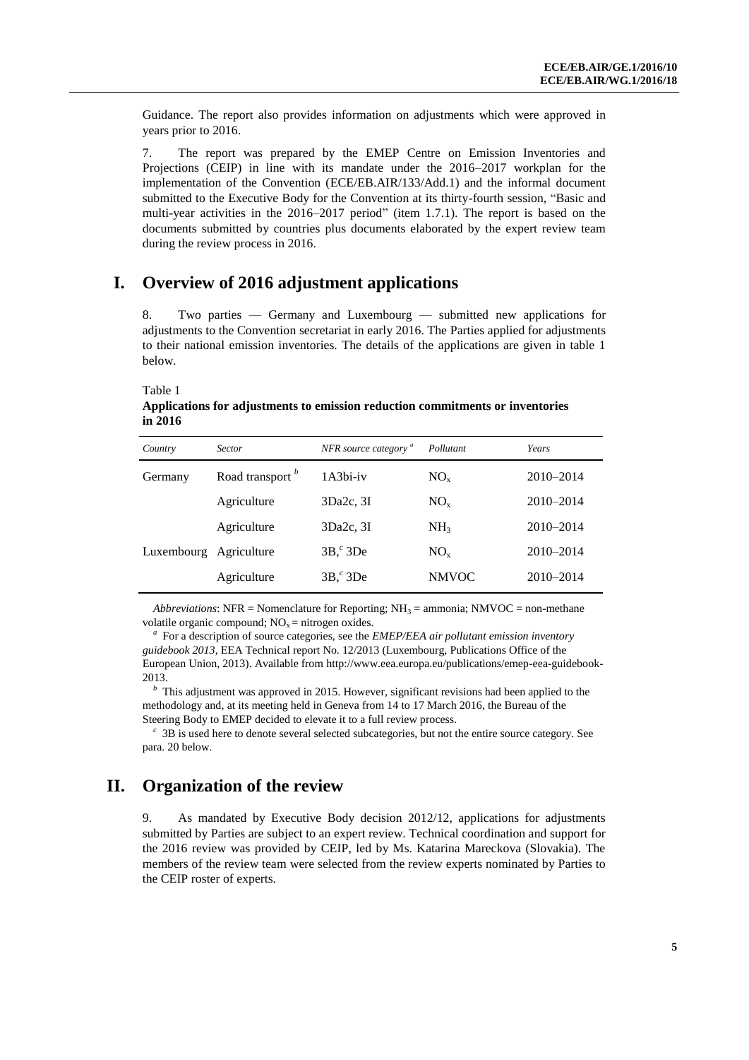Guidance. The report also provides information on adjustments which were approved in years prior to 2016.

7. The report was prepared by the EMEP Centre on Emission Inventories and Projections (CEIP) in line with its mandate under the 2016–2017 workplan for the implementation of the Convention (ECE/EB.AIR/133/Add.1) and the informal document submitted to the Executive Body for the Convention at its thirty-fourth session, "Basic and multi-year activities in the 2016–2017 period" (item 1.7.1). The report is based on the documents submitted by countries plus documents elaborated by the expert review team during the review process in 2016.

# I. Overview of 2016 adjustment applications

8. Two parties — Germany and Luxembourg — submitted new applications for adjustments to the Convention secretariat in early 2016. The Parties applied for adjustments to their national emission inventories. The details of the applications are given in table 1 below.

Table 1

**Applications for adjustments to emission reduction commitments or inventories in 2016**

| *Country* | *Sector* | *NFR source category* [a] | *Pollutant* | *Years* |
|---|---|---|---|---|
| Germany | Road transport [b] | 1A3bi-iv | $NO_x$ | 2010–2014 |
| | Agriculture | 3Da2c, 3I | $NO_x$ | 2010–2014 |
| | Agriculture | 3Da2c, 3I | $NH_3$ | 2010–2014 |
| Luxembourg | Agriculture | 3B,[c] 3De | $NO_x$ | 2010–2014 |
| | Agriculture | 3B,[c] 3De | NMVOC | 2010–2014 |

*Abbreviations*: NFR = Nomenclature for Reporting; $NH_3$ = ammonia; NMVOC = non-methane volatile organic compound; $NO_x$ = nitrogen oxides.

[a] For a description of source categories, see the *EMEP/EEA air pollutant emission inventory guidebook 2013*, EEA Technical report No. 12/2013 (Luxembourg, Publications Office of the European Union, 2013). Available from http://www.eea.europa.eu/publications/emep-eea-guidebook-2013.

[b] This adjustment was approved in 2015. However, significant revisions had been applied to the methodology and, at its meeting held in Geneva from 14 to 17 March 2016, the Bureau of the Steering Body to EMEP decided to elevate it to a full review process.

[c] 3B is used here to denote several selected subcategories, but not the entire source category. See para. 20 below.

# II. Organization of the review

9. As mandated by Executive Body decision 2012/12, applications for adjustments submitted by Parties are subject to an expert review. Technical coordination and support for the 2016 review was provided by CEIP, led by Ms. Katarina Mareckova (Slovakia). The members of the review team were selected from the review experts nominated by Parties to the CEIP roster of experts.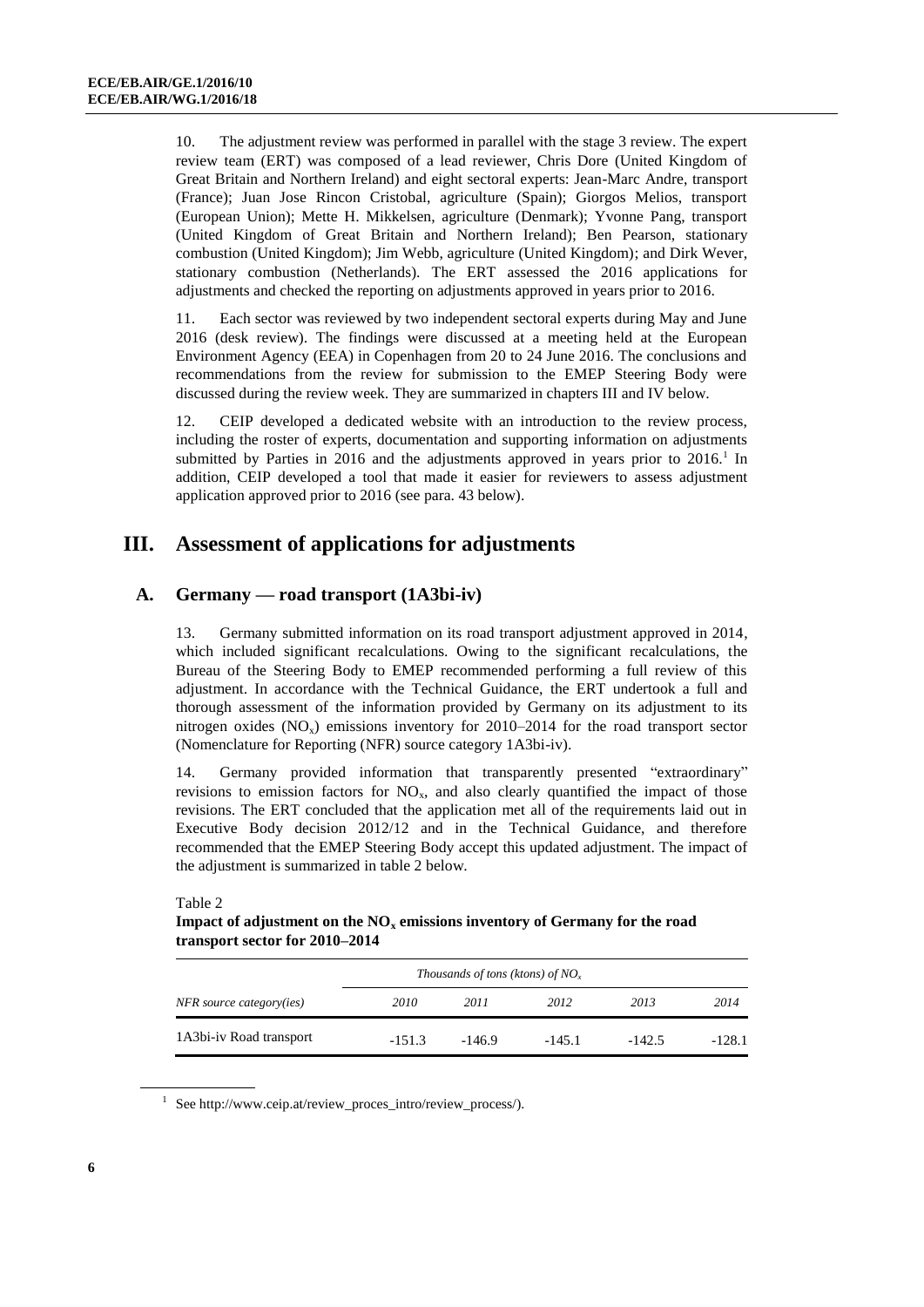10. The adjustment review was performed in parallel with the stage 3 review. The expert review team (ERT) was composed of a lead reviewer, Chris Dore (United Kingdom of Great Britain and Northern Ireland) and eight sectoral experts: Jean-Marc Andre, transport (France); Juan Jose Rincon Cristobal, agriculture (Spain); Giorgos Melios, transport (European Union); Mette H. Mikkelsen, agriculture (Denmark); Yvonne Pang, transport (United Kingdom of Great Britain and Northern Ireland); Ben Pearson, stationary combustion (United Kingdom); Jim Webb, agriculture (United Kingdom); and Dirk Wever, stationary combustion (Netherlands). The ERT assessed the 2016 applications for adjustments and checked the reporting on adjustments approved in years prior to 2016.

11. Each sector was reviewed by two independent sectoral experts during May and June 2016 (desk review). The findings were discussed at a meeting held at the European Environment Agency (EEA) in Copenhagen from 20 to 24 June 2016. The conclusions and recommendations from the review for submission to the EMEP Steering Body were discussed during the review week. They are summarized in chapters III and IV below.

12. CEIP developed a dedicated website with an introduction to the review process, including the roster of experts, documentation and supporting information on adjustments submitted by Parties in 2016 and the adjustments approved in years prior to 2016.[1] In addition, CEIP developed a tool that made it easier for reviewers to assess adjustment application approved prior to 2016 (see para. 43 below).

## III. Assessment of applications for adjustments

### A. Germany — road transport (1A3bi-iv)

13. Germany submitted information on its road transport adjustment approved in 2014, which included significant recalculations. Owing to the significant recalculations, the Bureau of the Steering Body to EMEP recommended performing a full review of this adjustment. In accordance with the Technical Guidance, the ERT undertook a full and thorough assessment of the information provided by Germany on its adjustment to its nitrogen oxides ($NO_x$) emissions inventory for 2010–2014 for the road transport sector (Nomenclature for Reporting (NFR) source category 1A3bi-iv).

14. Germany provided information that transparently presented "extraordinary" revisions to emission factors for $NO_x$, and also clearly quantified the impact of those revisions. The ERT concluded that the application met all of the requirements laid out in Executive Body decision 2012/12 and in the Technical Guidance, and therefore recommended that the EMEP Steering Body accept this updated adjustment. The impact of the adjustment is summarized in table 2 below.

Table 2
**Impact of adjustment on the $NO_x$ emissions inventory of Germany for the road transport sector for 2010–2014**

| | *Thousands of tons (ktons) of $NO_x$* | | | | |
|---|---|---|---|---|---|
| *NFR source category(ies)* | *2010* | *2011* | *2012* | *2013* | *2014* |
| 1A3bi-iv Road transport | -151.3 | -146.9 | -145.1 | -142.5 | -128.1 |

[1] See http://www.ceip.at/review_proces_intro/review_process/).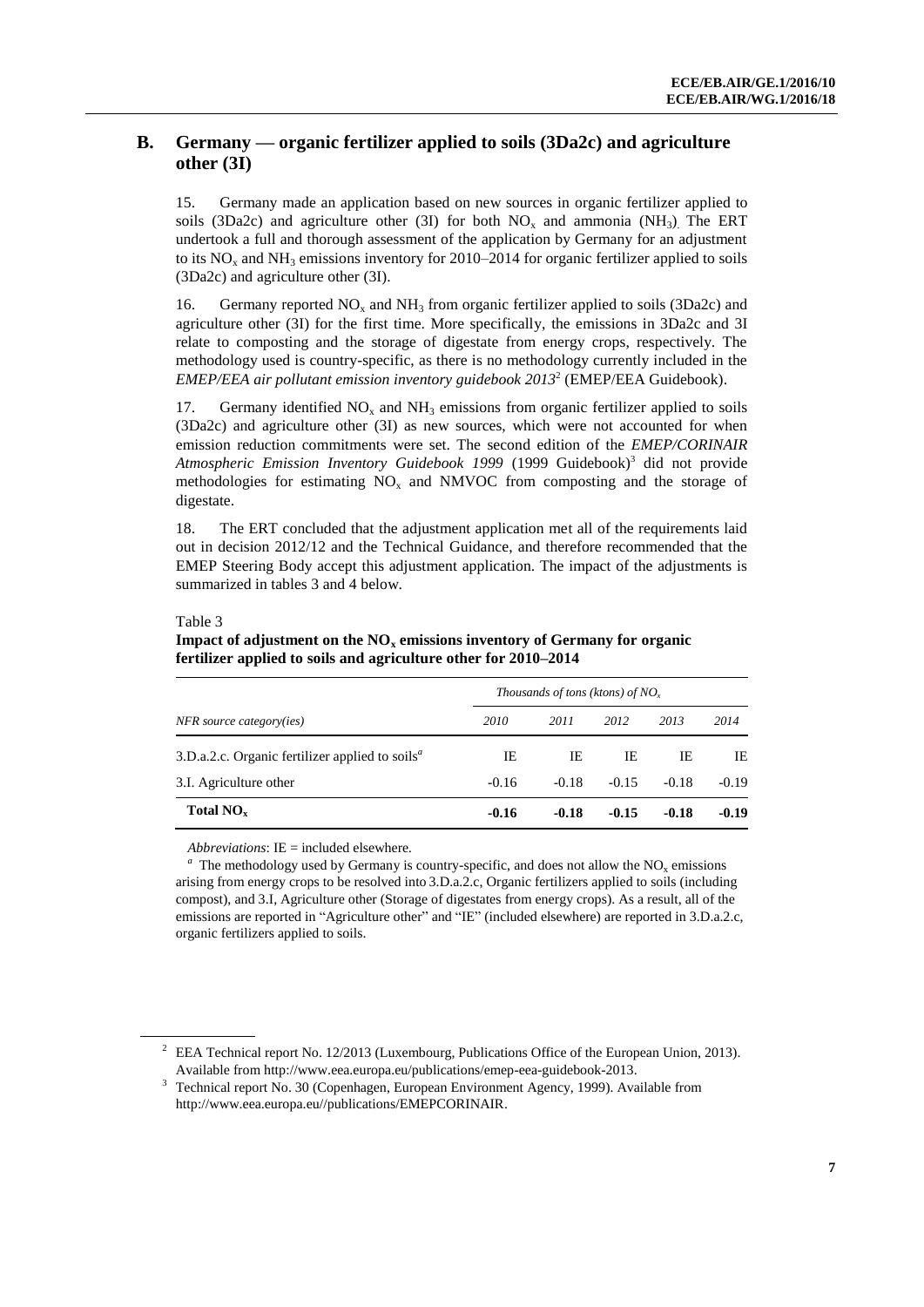## B. Germany — organic fertilizer applied to soils (3Da2c) and agriculture other (3I)

15. Germany made an application based on new sources in organic fertilizer applied to soils (3Da2c) and agriculture other (3I) for both $NO_x$ and ammonia ($NH_3$). The ERT undertook a full and thorough assessment of the application by Germany for an adjustment to its $NO_x$ and $NH_3$ emissions inventory for 2010–2014 for organic fertilizer applied to soils (3Da2c) and agriculture other (3I).

16. Germany reported $NO_x$ and $NH_3$ from organic fertilizer applied to soils (3Da2c) and agriculture other (3I) for the first time. More specifically, the emissions in 3Da2c and 3I relate to composting and the storage of digestate from energy crops, respectively. The methodology used is country-specific, as there is no methodology currently included in the *EMEP/EEA air pollutant emission inventory guidebook 2013*[2] (EMEP/EEA Guidebook).

17. Germany identified $NO_x$ and $NH_3$ emissions from organic fertilizer applied to soils (3Da2c) and agriculture other (3I) as new sources, which were not accounted for when emission reduction commitments were set. The second edition of the *EMEP/CORINAIR Atmospheric Emission Inventory Guidebook 1999* (1999 Guidebook)[3] did not provide methodologies for estimating $NO_x$ and NMVOC from composting and the storage of digestate.

18. The ERT concluded that the adjustment application met all of the requirements laid out in decision 2012/12 and the Technical Guidance, and therefore recommended that the EMEP Steering Body accept this adjustment application. The impact of the adjustments is summarized in tables 3 and 4 below.

Table 3

**Impact of adjustment on the $NO_x$ emissions inventory of Germany for organic fertilizer applied to soils and agriculture other for 2010–2014**

| | *Thousands of tons (ktons) of $NO_x$* | | | | |
|---|---|---|---|---|---|
| *NFR source category(ies)* | *2010* | *2011* | *2012* | *2013* | *2014* |
| 3.D.a.2.c. Organic fertilizer applied to soils[a] | IE | IE | IE | IE | IE |
| 3.I. Agriculture other | -0.16 | -0.18 | -0.15 | -0.18 | -0.19 |
| **Total $NO_x$** | **-0.16** | **-0.18** | **-0.15** | **-0.18** | **-0.19** |

*Abbreviations*: IE = included elsewhere.

[a] The methodology used by Germany is country-specific, and does not allow the $NO_x$ emissions arising from energy crops to be resolved into 3.D.a.2.c, Organic fertilizers applied to soils (including compost), and 3.I, Agriculture other (Storage of digestates from energy crops). As a result, all of the emissions are reported in "Agriculture other" and "IE" (included elsewhere) are reported in 3.D.a.2.c, organic fertilizers applied to soils.

---

[2] EEA Technical report No. 12/2013 (Luxembourg, Publications Office of the European Union, 2013). Available from http://www.eea.europa.eu/publications/emep-eea-guidebook-2013.

[3] Technical report No. 30 (Copenhagen, European Environment Agency, 1999). Available from http://www.eea.europa.eu//publications/EMEPCORINAIR.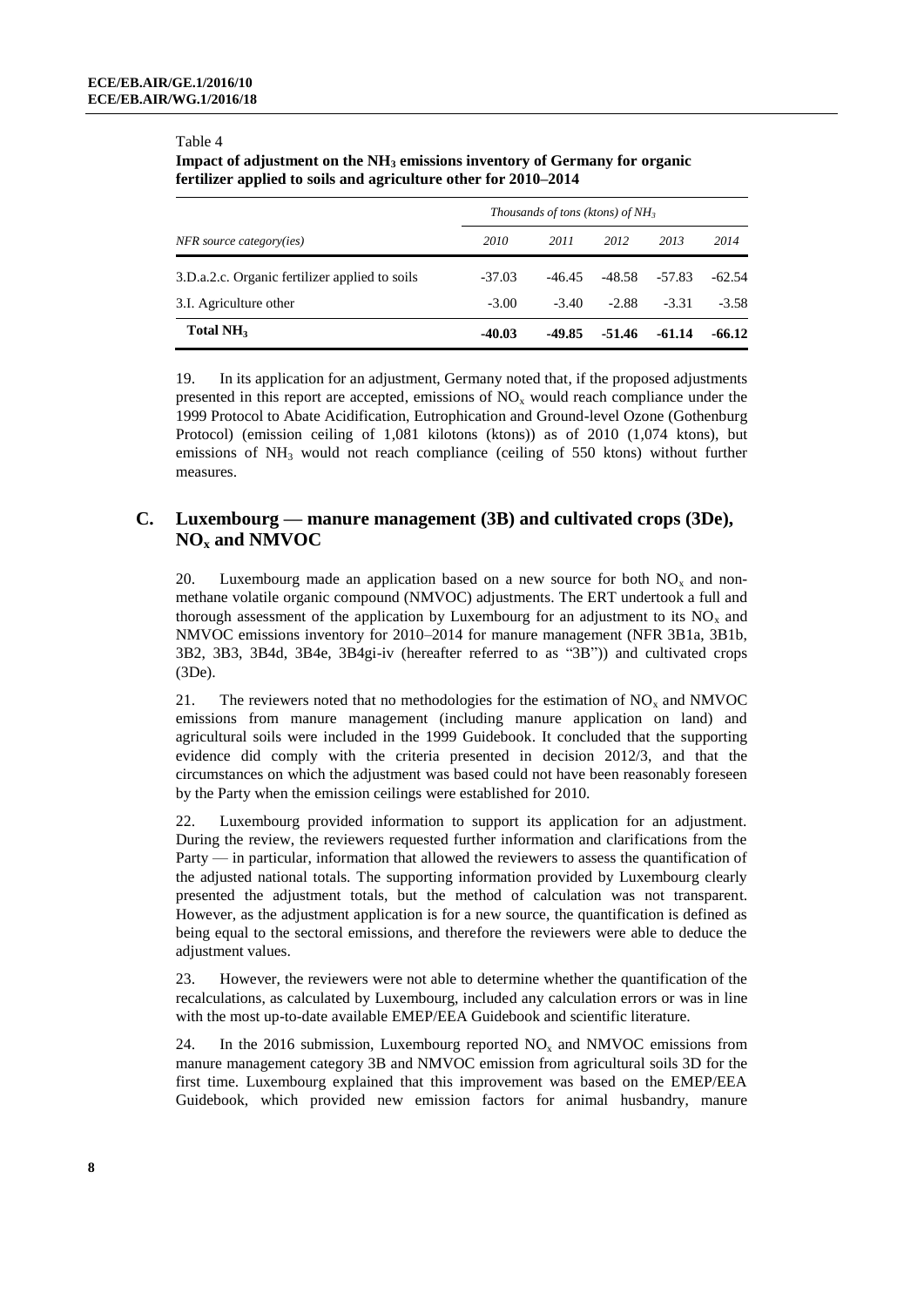Table 4

**Impact of adjustment on the $NH_3$ emissions inventory of Germany for organic fertilizer applied to soils and agriculture other for 2010–2014**

| | *Thousands of tons (ktons) of $NH_3$* | | | | |
|---|---|---|---|---|---|
| *NFR source category(ies)* | *2010* | *2011* | *2012* | *2013* | *2014* |
| 3.D.a.2.c. Organic fertilizer applied to soils | -37.03 | -46.45 | -48.58 | -57.83 | -62.54 |
| 3.I. Agriculture other | -3.00 | -3.40 | -2.88 | -3.31 | -3.58 |
| **Total $NH_3$** | **-40.03** | **-49.85** | **-51.46** | **-61.14** | **-66.12** |

19. In its application for an adjustment, Germany noted that, if the proposed adjustments presented in this report are accepted, emissions of $NO_x$ would reach compliance under the 1999 Protocol to Abate Acidification, Eutrophication and Ground-level Ozone (Gothenburg Protocol) (emission ceiling of 1,081 kilotons (ktons)) as of 2010 (1,074 ktons), but emissions of $NH_3$ would not reach compliance (ceiling of 550 ktons) without further measures.

## C. Luxembourg — manure management (3B) and cultivated crops (3De), $NO_x$ and NMVOC

20. Luxembourg made an application based on a new source for both $NO_x$ and non-methane volatile organic compound (NMVOC) adjustments. The ERT undertook a full and thorough assessment of the application by Luxembourg for an adjustment to its $NO_x$ and NMVOC emissions inventory for 2010–2014 for manure management (NFR 3B1a, 3B1b, 3B2, 3B3, 3B4d, 3B4e, 3B4gi-iv (hereafter referred to as "3B")) and cultivated crops (3De).

21. The reviewers noted that no methodologies for the estimation of $NO_x$ and NMVOC emissions from manure management (including manure application on land) and agricultural soils were included in the 1999 Guidebook. It concluded that the supporting evidence did comply with the criteria presented in decision 2012/3, and that the circumstances on which the adjustment was based could not have been reasonably foreseen by the Party when the emission ceilings were established for 2010.

22. Luxembourg provided information to support its application for an adjustment. During the review, the reviewers requested further information and clarifications from the Party — in particular, information that allowed the reviewers to assess the quantification of the adjusted national totals. The supporting information provided by Luxembourg clearly presented the adjustment totals, but the method of calculation was not transparent. However, as the adjustment application is for a new source, the quantification is defined as being equal to the sectoral emissions, and therefore the reviewers were able to deduce the adjustment values.

23. However, the reviewers were not able to determine whether the quantification of the recalculations, as calculated by Luxembourg, included any calculation errors or was in line with the most up-to-date available EMEP/EEA Guidebook and scientific literature.

24. In the 2016 submission, Luxembourg reported $NO_x$ and NMVOC emissions from manure management category 3B and NMVOC emission from agricultural soils 3D for the first time. Luxembourg explained that this improvement was based on the EMEP/EEA Guidebook, which provided new emission factors for animal husbandry, manure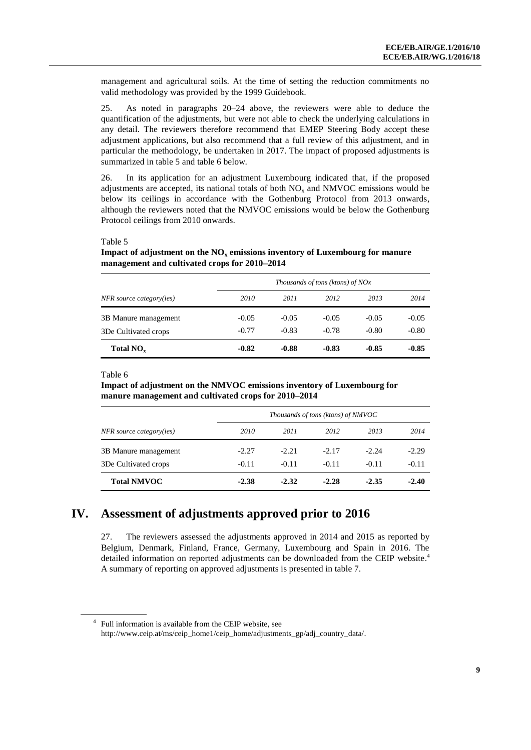management and agricultural soils. At the time of setting the reduction commitments no valid methodology was provided by the 1999 Guidebook.

25. As noted in paragraphs 20–24 above, the reviewers were able to deduce the quantification of the adjustments, but were not able to check the underlying calculations in any detail. The reviewers therefore recommend that EMEP Steering Body accept these adjustment applications, but also recommend that a full review of this adjustment, and in particular the methodology, be undertaken in 2017. The impact of proposed adjustments is summarized in table 5 and table 6 below.

26. In its application for an adjustment Luxembourg indicated that, if the proposed adjustments are accepted, its national totals of both $NO_x$ and NMVOC emissions would be below its ceilings in accordance with the Gothenburg Protocol from 2013 onwards, although the reviewers noted that the NMVOC emissions would be below the Gothenburg Protocol ceilings from 2010 onwards.

Table 5

**Impact of adjustment on the $NO_x$ emissions inventory of Luxembourg for manure management and cultivated crops for 2010–2014**

| | *Thousands of tons (ktons) of NOx* | | | | |
|---|---|---|---|---|---|
| *NFR source category(ies)* | *2010* | *2011* | *2012* | *2013* | *2014* |
| 3B Manure management | -0.05 | -0.05 | -0.05 | -0.05 | -0.05 |
| 3De Cultivated crops | -0.77 | -0.83 | -0.78 | -0.80 | -0.80 |
| **Total $NO_x$** | **-0.82** | **-0.88** | **-0.83** | **-0.85** | **-0.85** |

Table 6

**Impact of adjustment on the NMVOC emissions inventory of Luxembourg for manure management and cultivated crops for 2010–2014**

| | *Thousands of tons (ktons) of NMVOC* | | | | |
|---|---|---|---|---|---|
| *NFR source category(ies)* | *2010* | *2011* | *2012* | *2013* | *2014* |
| 3B Manure management | -2.27 | -2.21 | -2.17 | -2.24 | -2.29 |
| 3De Cultivated crops | -0.11 | -0.11 | -0.11 | -0.11 | -0.11 |
| **Total NMVOC** | **-2.38** | **-2.32** | **-2.28** | **-2.35** | **-2.40** |

# IV. Assessment of adjustments approved prior to 2016

27. The reviewers assessed the adjustments approved in 2014 and 2015 as reported by Belgium, Denmark, Finland, France, Germany, Luxembourg and Spain in 2016. The detailed information on reported adjustments can be downloaded from the CEIP website.[4] A summary of reporting on approved adjustments is presented in table 7.

[4] Full information is available from the CEIP website, see http://www.ceip.at/ms/ceip_home1/ceip_home/adjustments_gp/adj_country_data/.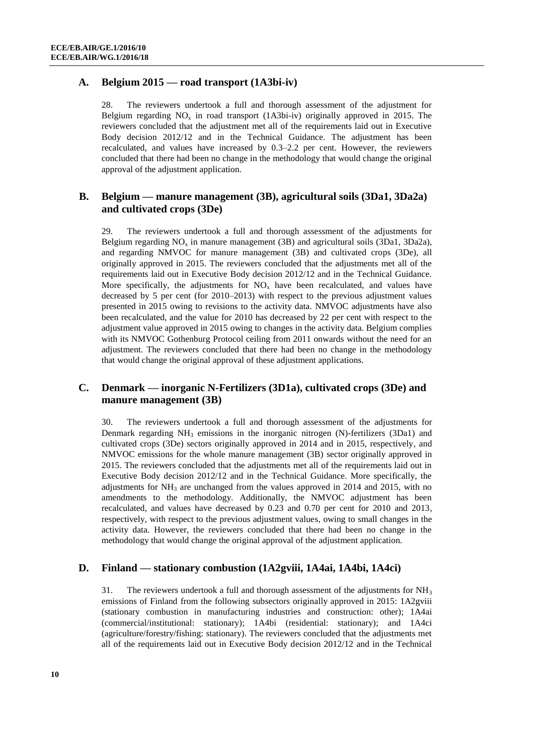## A. Belgium 2015 — road transport (1A3bi-iv)

28. The reviewers undertook a full and thorough assessment of the adjustment for Belgium regarding $NO_x$ in road transport (1A3bi-iv) originally approved in 2015. The reviewers concluded that the adjustment met all of the requirements laid out in Executive Body decision 2012/12 and in the Technical Guidance. The adjustment has been recalculated, and values have increased by 0.3–2.2 per cent. However, the reviewers concluded that there had been no change in the methodology that would change the original approval of the adjustment application.

## B. Belgium — manure management (3B), agricultural soils (3Da1, 3Da2a) and cultivated crops (3De)

29. The reviewers undertook a full and thorough assessment of the adjustments for Belgium regarding $NO_x$ in manure management (3B) and agricultural soils (3Da1, 3Da2a), and regarding NMVOC for manure management (3B) and cultivated crops (3De), all originally approved in 2015. The reviewers concluded that the adjustments met all of the requirements laid out in Executive Body decision 2012/12 and in the Technical Guidance. More specifically, the adjustments for $NO_x$ have been recalculated, and values have decreased by 5 per cent (for 2010–2013) with respect to the previous adjustment values presented in 2015 owing to revisions to the activity data. NMVOC adjustments have also been recalculated, and the value for 2010 has decreased by 22 per cent with respect to the adjustment value approved in 2015 owing to changes in the activity data. Belgium complies with its NMVOC Gothenburg Protocol ceiling from 2011 onwards without the need for an adjustment. The reviewers concluded that there had been no change in the methodology that would change the original approval of these adjustment applications.

## C. Denmark — inorganic N-Fertilizers (3D1a), cultivated crops (3De) and manure management (3B)

30. The reviewers undertook a full and thorough assessment of the adjustments for Denmark regarding $NH_3$ emissions in the inorganic nitrogen (N)-fertilizers (3Da1) and cultivated crops (3De) sectors originally approved in 2014 and in 2015, respectively, and NMVOC emissions for the whole manure management (3B) sector originally approved in 2015. The reviewers concluded that the adjustments met all of the requirements laid out in Executive Body decision 2012/12 and in the Technical Guidance. More specifically, the adjustments for $NH_3$ are unchanged from the values approved in 2014 and 2015, with no amendments to the methodology. Additionally, the NMVOC adjustment has been recalculated, and values have decreased by 0.23 and 0.70 per cent for 2010 and 2013, respectively, with respect to the previous adjustment values, owing to small changes in the activity data. However, the reviewers concluded that there had been no change in the methodology that would change the original approval of the adjustment application.

## D. Finland — stationary combustion (1A2gviii, 1A4ai, 1A4bi, 1A4ci)

31. The reviewers undertook a full and thorough assessment of the adjustments for $NH_3$ emissions of Finland from the following subsectors originally approved in 2015: 1A2gviii (stationary combustion in manufacturing industries and construction: other); 1A4ai (commercial/institutional: stationary); 1A4bi (residential: stationary); and 1A4ci (agriculture/forestry/fishing: stationary). The reviewers concluded that the adjustments met all of the requirements laid out in Executive Body decision 2012/12 and in the Technical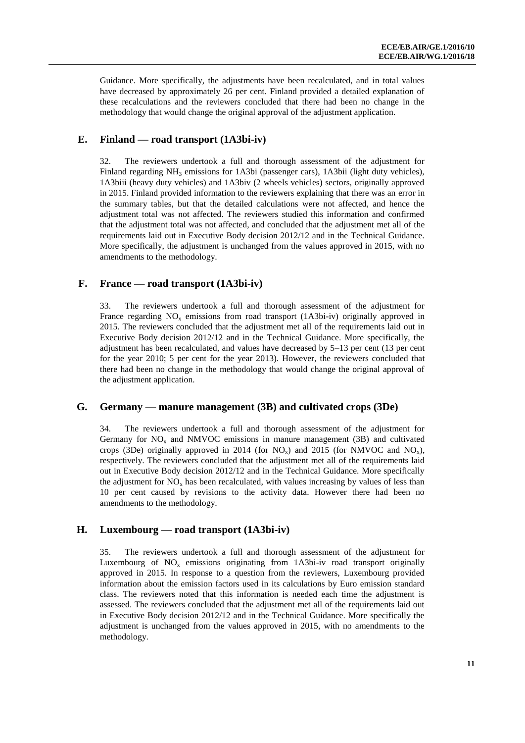Guidance. More specifically, the adjustments have been recalculated, and in total values have decreased by approximately 26 per cent. Finland provided a detailed explanation of these recalculations and the reviewers concluded that there had been no change in the methodology that would change the original approval of the adjustment application.

## E. Finland — road transport (1A3bi-iv)

32. The reviewers undertook a full and thorough assessment of the adjustment for Finland regarding $NH_3$ emissions for 1A3bi (passenger cars), 1A3bii (light duty vehicles), 1A3biii (heavy duty vehicles) and 1A3biv (2 wheels vehicles) sectors, originally approved in 2015. Finland provided information to the reviewers explaining that there was an error in the summary tables, but that the detailed calculations were not affected, and hence the adjustment total was not affected. The reviewers studied this information and confirmed that the adjustment total was not affected, and concluded that the adjustment met all of the requirements laid out in Executive Body decision 2012/12 and in the Technical Guidance. More specifically, the adjustment is unchanged from the values approved in 2015, with no amendments to the methodology.

## F. France — road transport (1A3bi-iv)

33. The reviewers undertook a full and thorough assessment of the adjustment for France regarding $NO_x$ emissions from road transport (1A3bi-iv) originally approved in 2015. The reviewers concluded that the adjustment met all of the requirements laid out in Executive Body decision 2012/12 and in the Technical Guidance. More specifically, the adjustment has been recalculated, and values have decreased by 5–13 per cent (13 per cent for the year 2010; 5 per cent for the year 2013). However, the reviewers concluded that there had been no change in the methodology that would change the original approval of the adjustment application.

## G. Germany — manure management (3B) and cultivated crops (3De)

34. The reviewers undertook a full and thorough assessment of the adjustment for Germany for $NO_x$ and NMVOC emissions in manure management (3B) and cultivated crops (3De) originally approved in 2014 (for $NO_x$) and 2015 (for NMVOC and $NO_x$), respectively. The reviewers concluded that the adjustment met all of the requirements laid out in Executive Body decision 2012/12 and in the Technical Guidance. More specifically the adjustment for $NO_x$ has been recalculated, with values increasing by values of less than 10 per cent caused by revisions to the activity data. However there had been no amendments to the methodology.

## H. Luxembourg — road transport (1A3bi-iv)

35. The reviewers undertook a full and thorough assessment of the adjustment for Luxembourg of $NO_x$ emissions originating from 1A3bi-iv road transport originally approved in 2015. In response to a question from the reviewers, Luxembourg provided information about the emission factors used in its calculations by Euro emission standard class. The reviewers noted that this information is needed each time the adjustment is assessed. The reviewers concluded that the adjustment met all of the requirements laid out in Executive Body decision 2012/12 and in the Technical Guidance. More specifically the adjustment is unchanged from the values approved in 2015, with no amendments to the methodology.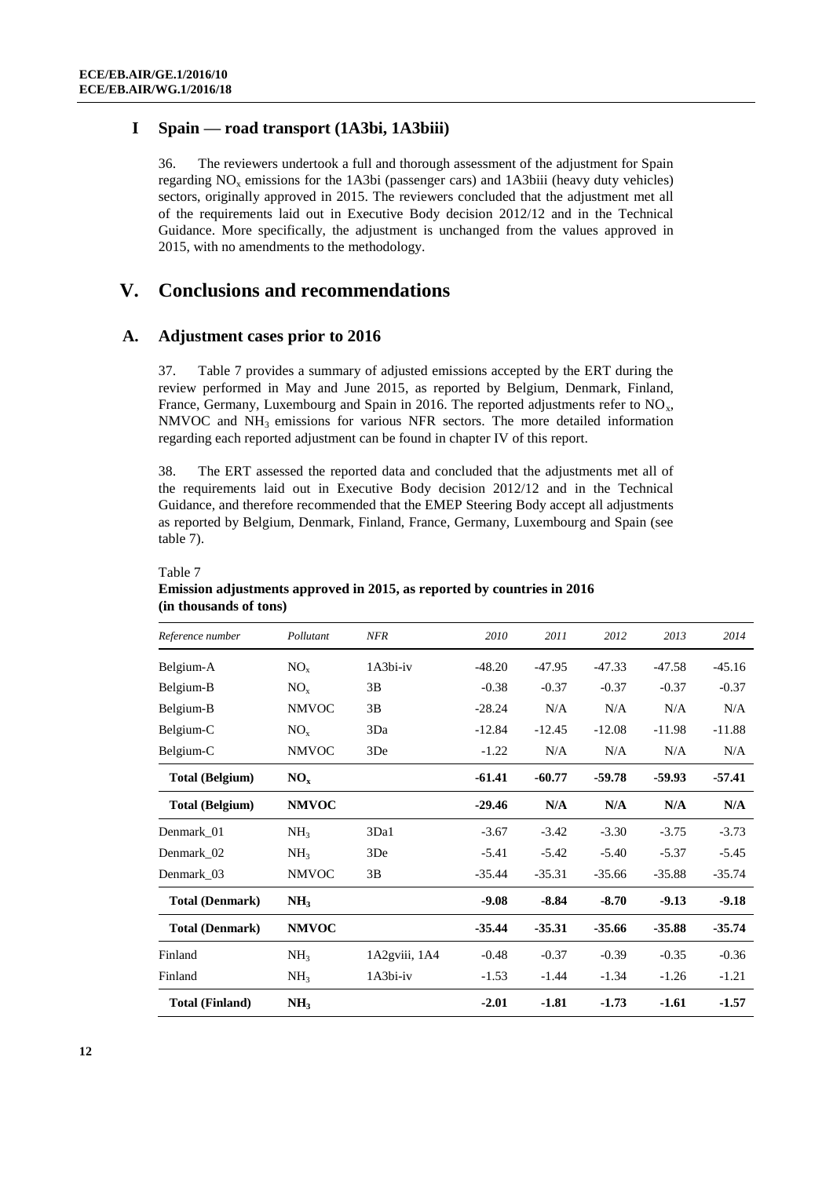## I Spain — road transport (1A3bi, 1A3biii)

36. The reviewers undertook a full and thorough assessment of the adjustment for Spain regarding $NO_x$ emissions for the 1A3bi (passenger cars) and 1A3biii (heavy duty vehicles) sectors, originally approved in 2015. The reviewers concluded that the adjustment met all of the requirements laid out in Executive Body decision 2012/12 and in the Technical Guidance. More specifically, the adjustment is unchanged from the values approved in 2015, with no amendments to the methodology.

# V. Conclusions and recommendations

## A. Adjustment cases prior to 2016

37. Table 7 provides a summary of adjusted emissions accepted by the ERT during the review performed in May and June 2015, as reported by Belgium, Denmark, Finland, France, Germany, Luxembourg and Spain in 2016. The reported adjustments refer to $NO_x$, NMVOC and $NH_3$ emissions for various NFR sectors. The more detailed information regarding each reported adjustment can be found in chapter IV of this report.

38. The ERT assessed the reported data and concluded that the adjustments met all of the requirements laid out in Executive Body decision 2012/12 and in the Technical Guidance, and therefore recommended that the EMEP Steering Body accept all adjustments as reported by Belgium, Denmark, Finland, France, Germany, Luxembourg and Spain (see table 7).

Table 7
**Emission adjustments approved in 2015, as reported by countries in 2016 (in thousands of tons)**

| *Reference number* | *Pollutant* | *NFR* | *2010* | *2011* | *2012* | *2013* | *2014* |
|---|---|---|---|---|---|---|---|
| Belgium-A | $NO_x$ | 1A3bi-iv | -48.20 | -47.95 | -47.33 | -47.58 | -45.16 |
| Belgium-B | $NO_x$ | 3B | -0.38 | -0.37 | -0.37 | -0.37 | -0.37 |
| Belgium-B | NMVOC | 3B | -28.24 | N/A | N/A | N/A | N/A |
| Belgium-C | $NO_x$ | 3Da | -12.84 | -12.45 | -12.08 | -11.98 | -11.88 |
| Belgium-C | NMVOC | 3De | -1.22 | N/A | N/A | N/A | N/A |
| **Total (Belgium)** | **$NO_x$** | | **-61.41** | **-60.77** | **-59.78** | **-59.93** | **-57.41** |
| **Total (Belgium)** | **NMVOC** | | **-29.46** | **N/A** | **N/A** | **N/A** | **N/A** |
| Denmark_01 | $NH_3$ | 3Da1 | -3.67 | -3.42 | -3.30 | -3.75 | -3.73 |
| Denmark_02 | $NH_3$ | 3De | -5.41 | -5.42 | -5.40 | -5.37 | -5.45 |
| Denmark_03 | NMVOC | 3B | -35.44 | -35.31 | -35.66 | -35.88 | -35.74 |
| **Total (Denmark)** | **$NH_3$** | | **-9.08** | **-8.84** | **-8.70** | **-9.13** | **-9.18** |
| **Total (Denmark)** | **NMVOC** | | **-35.44** | **-35.31** | **-35.66** | **-35.88** | **-35.74** |
| Finland | $NH_3$ | 1A2gviii, 1A4 | -0.48 | -0.37 | -0.39 | -0.35 | -0.36 |
| Finland | $NH_3$ | 1A3bi-iv | -1.53 | -1.44 | -1.34 | -1.26 | -1.21 |
| **Total (Finland)** | **$NH_3$** | | **-2.01** | **-1.81** | **-1.73** | **-1.61** | **-1.57** |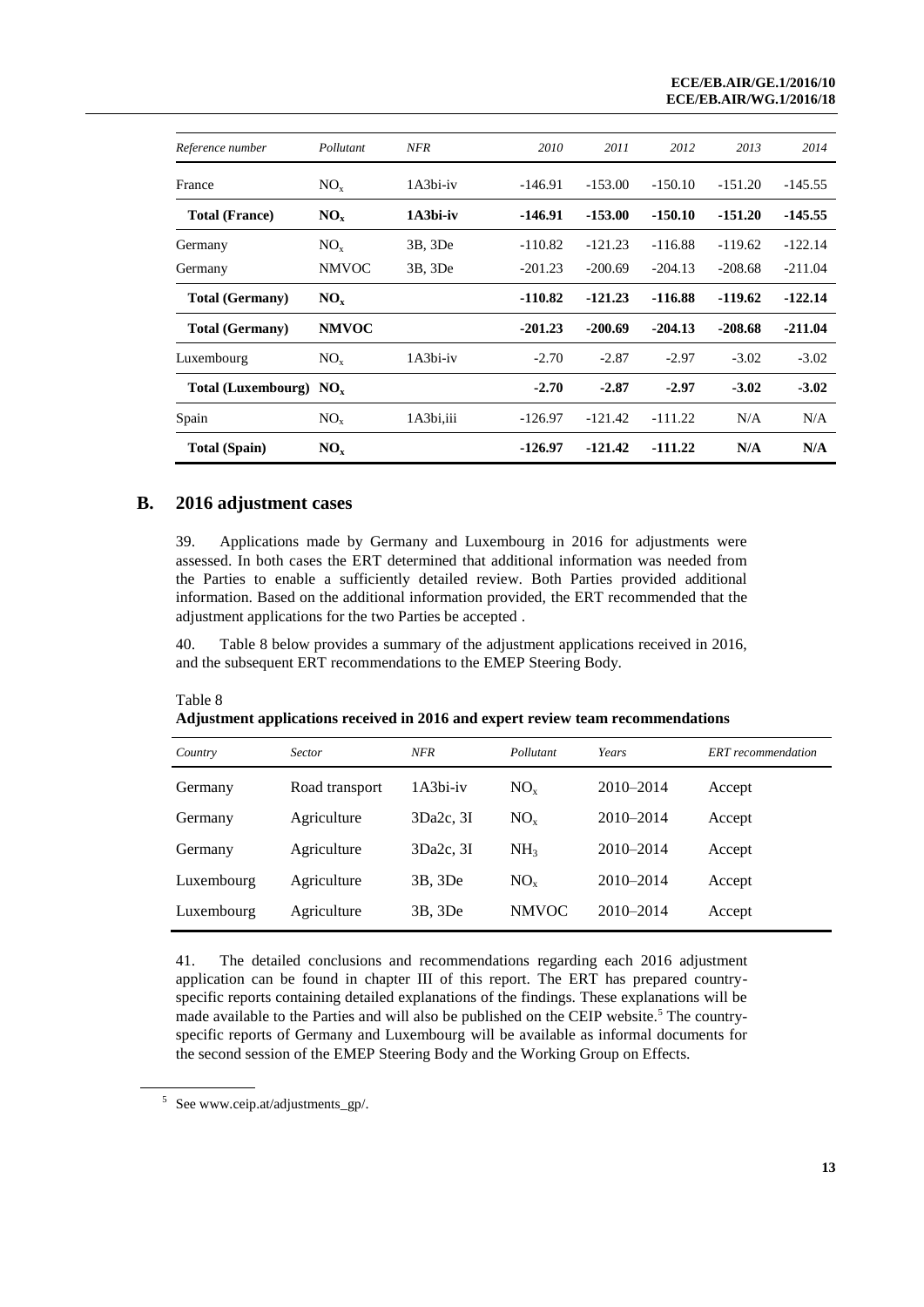| Reference number | Pollutant | NFR | 2010 | 2011 | 2012 | 2013 | 2014 |
|---|---|---|---|---|---|---|---|
| France | $NO_x$ | 1A3bi-iv | -146.91 | -153.00 | -150.10 | -151.20 | -145.55 |
| **Total (France)** | **$NO_x$** | **1A3bi-iv** | **-146.91** | **-153.00** | **-150.10** | **-151.20** | **-145.55** |
| Germany | $NO_x$ | 3B, 3De | -110.82 | -121.23 | -116.88 | -119.62 | -122.14 |
| Germany | NMVOC | 3B, 3De | -201.23 | -200.69 | -204.13 | -208.68 | -211.04 |
| **Total (Germany)** | **$NO_x$** | | **-110.82** | **-121.23** | **-116.88** | **-119.62** | **-122.14** |
| **Total (Germany)** | **NMVOC** | | **-201.23** | **-200.69** | **-204.13** | **-208.68** | **-211.04** |
| Luxembourg | $NO_x$ | 1A3bi-iv | -2.70 | -2.87 | -2.97 | -3.02 | -3.02 |
| **Total (Luxembourg)** | **$NO_x$** | | **-2.70** | **-2.87** | **-2.97** | **-3.02** | **-3.02** |
| Spain | $NO_x$ | 1A3bi,iii | -126.97 | -121.42 | -111.22 | N/A | N/A |
| **Total (Spain)** | **$NO_x$** | | **-126.97** | **-121.42** | **-111.22** | **N/A** | **N/A** |

## B. 2016 adjustment cases

39. Applications made by Germany and Luxembourg in 2016 for adjustments were assessed. In both cases the ERT determined that additional information was needed from the Parties to enable a sufficiently detailed review. Both Parties provided additional information. Based on the additional information provided, the ERT recommended that the adjustment applications for the two Parties be accepted .

40. Table 8 below provides a summary of the adjustment applications received in 2016, and the subsequent ERT recommendations to the EMEP Steering Body.

Table 8
**Adjustment applications received in 2016 and expert review team recommendations**

| *Country* | *Sector* | *NFR* | *Pollutant* | *Years* | *ERT recommendation* |
|---|---|---|---|---|---|
| Germany | Road transport | 1A3bi-iv | $NO_x$ | 2010–2014 | Accept |
| Germany | Agriculture | 3Da2c, 3I | $NO_x$ | 2010–2014 | Accept |
| Germany | Agriculture | 3Da2c, 3I | $NH_3$ | 2010–2014 | Accept |
| Luxembourg | Agriculture | 3B, 3De | $NO_x$ | 2010–2014 | Accept |
| Luxembourg | Agriculture | 3B, 3De | NMVOC | 2010–2014 | Accept |

41. The detailed conclusions and recommendations regarding each 2016 adjustment application can be found in chapter III of this report. The ERT has prepared country-specific reports containing detailed explanations of the findings. These explanations will be made available to the Parties and will also be published on the CEIP website.[5] The country-specific reports of Germany and Luxembourg will be available as informal documents for the second session of the EMEP Steering Body and the Working Group on Effects.

[5] See www.ceip.at/adjustments_gp/.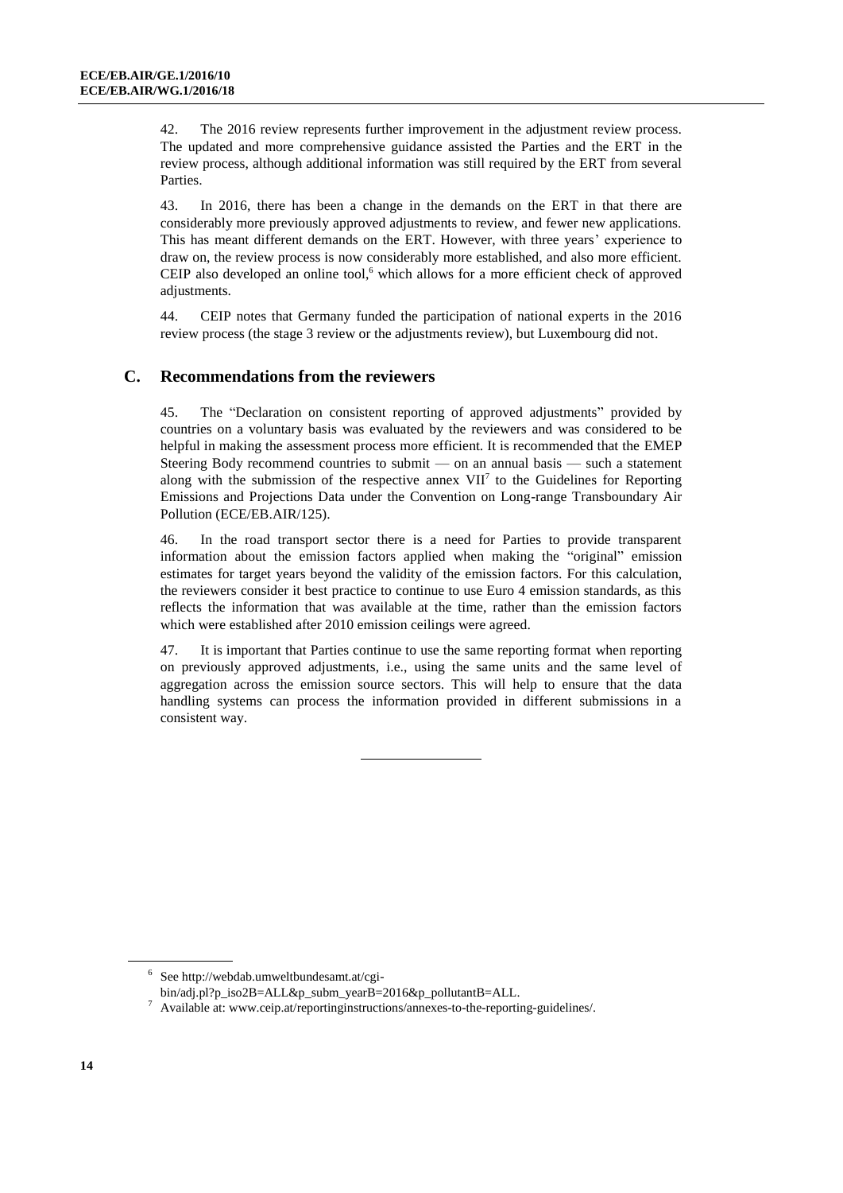42. The 2016 review represents further improvement in the adjustment review process. The updated and more comprehensive guidance assisted the Parties and the ERT in the review process, although additional information was still required by the ERT from several Parties.

43. In 2016, there has been a change in the demands on the ERT in that there are considerably more previously approved adjustments to review, and fewer new applications. This has meant different demands on the ERT. However, with three years' experience to draw on, the review process is now considerably more established, and also more efficient. CEIP also developed an online tool,[6] which allows for a more efficient check of approved adjustments.

44. CEIP notes that Germany funded the participation of national experts in the 2016 review process (the stage 3 review or the adjustments review), but Luxembourg did not.

## C. Recommendations from the reviewers

45. The "Declaration on consistent reporting of approved adjustments" provided by countries on a voluntary basis was evaluated by the reviewers and was considered to be helpful in making the assessment process more efficient. It is recommended that the EMEP Steering Body recommend countries to submit — on an annual basis — such a statement along with the submission of the respective annex VII[7] to the Guidelines for Reporting Emissions and Projections Data under the Convention on Long-range Transboundary Air Pollution (ECE/EB.AIR/125).

46. In the road transport sector there is a need for Parties to provide transparent information about the emission factors applied when making the "original" emission estimates for target years beyond the validity of the emission factors. For this calculation, the reviewers consider it best practice to continue to use Euro 4 emission standards, as this reflects the information that was available at the time, rather than the emission factors which were established after 2010 emission ceilings were agreed.

47. It is important that Parties continue to use the same reporting format when reporting on previously approved adjustments, i.e., using the same units and the same level of aggregation across the emission source sectors. This will help to ensure that the data handling systems can process the information provided in different submissions in a consistent way.

---

[6] See http://webdab.umweltbundesamt.at/cgi-bin/adj.pl?p_iso2B=ALL&p_subm_yearB=2016&p_pollutantB=ALL.

[7] Available at: www.ceip.at/reportinginstructions/annexes-to-the-reporting-guidelines/.